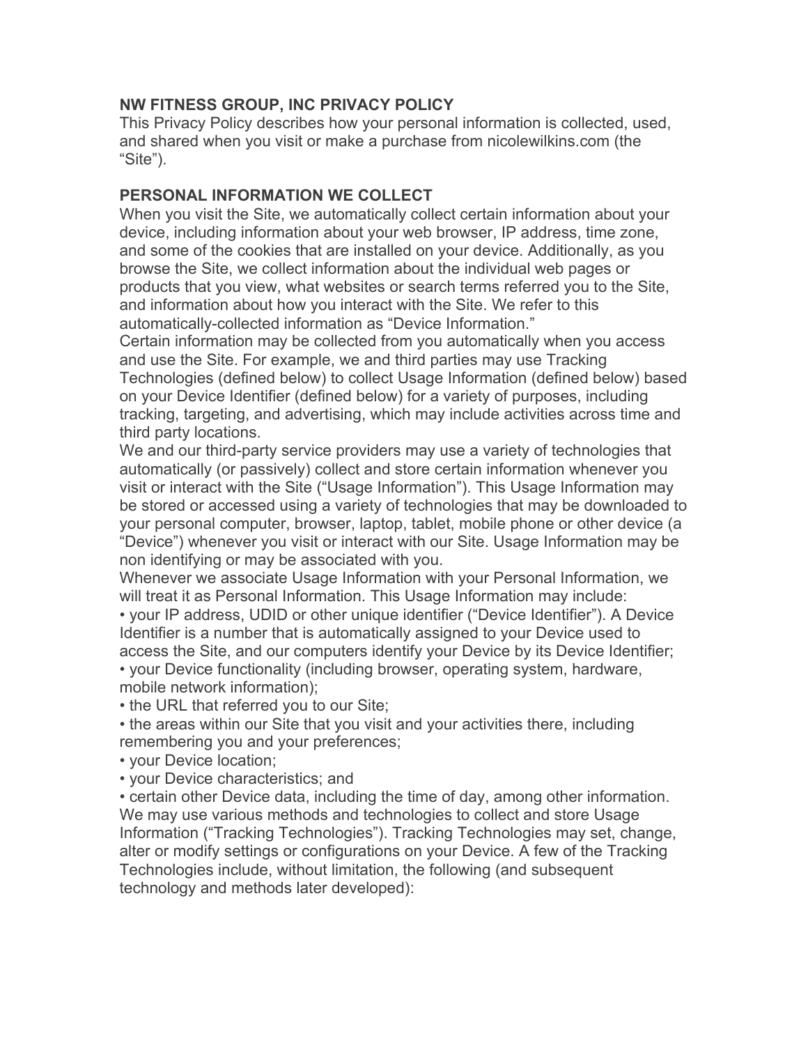## NW FITNESS GROUP, INC PRIVACY POLICY

This Privacy Policy describes how your personal information is collected, used, and shared when you visit or make a purchase from nicolewilkins.com (the “Site”).

## PERSONAL INFORMATION WE COLLECT

When you visit the Site, we automatically collect certain information about your device, including information about your web browser, IP address, time zone, and some of the cookies that are installed on your device. Additionally, as you browse the Site, we collect information about the individual web pages or products that you view, what websites or search terms referred you to the Site, and information about how you interact with the Site. We refer to this automatically-collected information as “Device Information.”

Certain information may be collected from you automatically when you access and use the Site. For example, we and third parties may use Tracking Technologies (defined below) to collect Usage Information (defined below) based on your Device Identifier (defined below) for a variety of purposes, including tracking, targeting, and advertising, which may include activities across time and third party locations.

We and our third-party service providers may use a variety of technologies that automatically (or passively) collect and store certain information whenever you visit or interact with the Site (“Usage Information”). This Usage Information may be stored or accessed using a variety of technologies that may be downloaded to your personal computer, browser, laptop, tablet, mobile phone or other device (a “Device”) whenever you visit or interact with our Site. Usage Information may be non identifying or may be associated with you.

Whenever we associate Usage Information with your Personal Information, we will treat it as Personal Information. This Usage Information may include:

- your IP address, UDID or other unique identifier (“Device Identifier”). A Device Identifier is a number that is automatically assigned to your Device used to access the Site, and our computers identify your Device by its Device Identifier;
- your Device functionality (including browser, operating system, hardware, mobile network information);
- the URL that referred you to our Site;
- the areas within our Site that you visit and your activities there, including remembering you and your preferences;
- your Device location;
- your Device characteristics; and
- certain other Device data, including the time of day, among other information.

We may use various methods and technologies to collect and store Usage Information (“Tracking Technologies”). Tracking Technologies may set, change, alter or modify settings or configurations on your Device. A few of the Tracking Technologies include, without limitation, the following (and subsequent technology and methods later developed):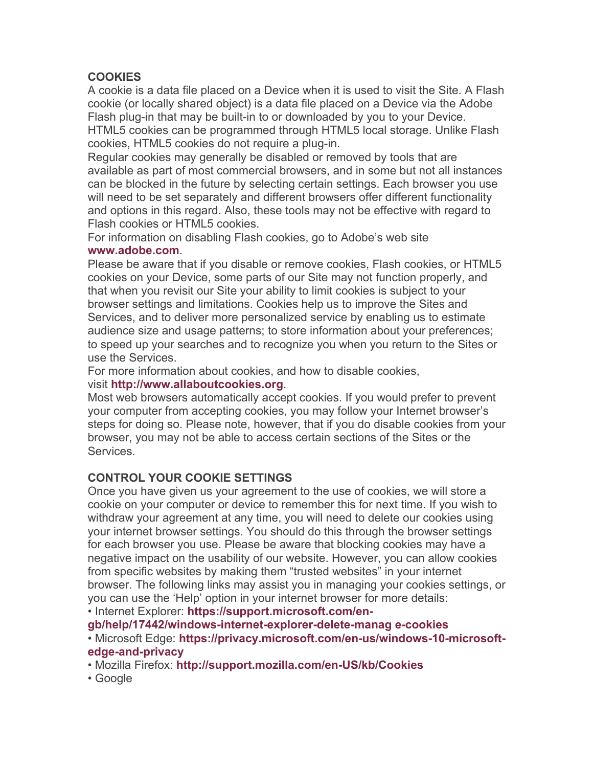## COOKIES

A cookie is a data file placed on a Device when it is used to visit the Site. A Flash cookie (or locally shared object) is a data file placed on a Device via the Adobe Flash plug-in that may be built-in to or downloaded by you to your Device. HTML5 cookies can be programmed through HTML5 local storage. Unlike Flash cookies, HTML5 cookies do not require a plug-in.

Regular cookies may generally be disabled or removed by tools that are available as part of most commercial browsers, and in some but not all instances can be blocked in the future by selecting certain settings. Each browser you use will need to be set separately and different browsers offer different functionality and options in this regard. Also, these tools may not be effective with regard to Flash cookies or HTML5 cookies.

For information on disabling Flash cookies, go to Adobe's web site **www.adobe.com**.

Please be aware that if you disable or remove cookies, Flash cookies, or HTML5 cookies on your Device, some parts of our Site may not function properly, and that when you revisit our Site your ability to limit cookies is subject to your browser settings and limitations. Cookies help us to improve the Sites and Services, and to deliver more personalized service by enabling us to estimate audience size and usage patterns; to store information about your preferences; to speed up your searches and to recognize you when you return to the Sites or use the Services.

For more information about cookies, and how to disable cookies, visit **http://www.allaboutcookies.org**.

Most web browsers automatically accept cookies. If you would prefer to prevent your computer from accepting cookies, you may follow your Internet browser's steps for doing so. Please note, however, that if you do disable cookies from your browser, you may not be able to access certain sections of the Sites or the Services.

## CONTROL YOUR COOKIE SETTINGS

Once you have given us your agreement to the use of cookies, we will store a cookie on your computer or device to remember this for next time. If you wish to withdraw your agreement at any time, you will need to delete our cookies using your internet browser settings. You should do this through the browser settings for each browser you use. Please be aware that blocking cookies may have a negative impact on the usability of our website. However, you can allow cookies from specific websites by making them "trusted websites" in your internet browser. The following links may assist you in managing your cookies settings, or you can use the 'Help' option in your internet browser for more details:

- Internet Explorer: **https://support.microsoft.com/en-gb/help/17442/windows-internet-explorer-delete-manag e-cookies**
- Microsoft Edge: **https://privacy.microsoft.com/en-us/windows-10-microsoft-edge-and-privacy**
- Mozilla Firefox: **http://support.mozilla.com/en-US/kb/Cookies**
- Google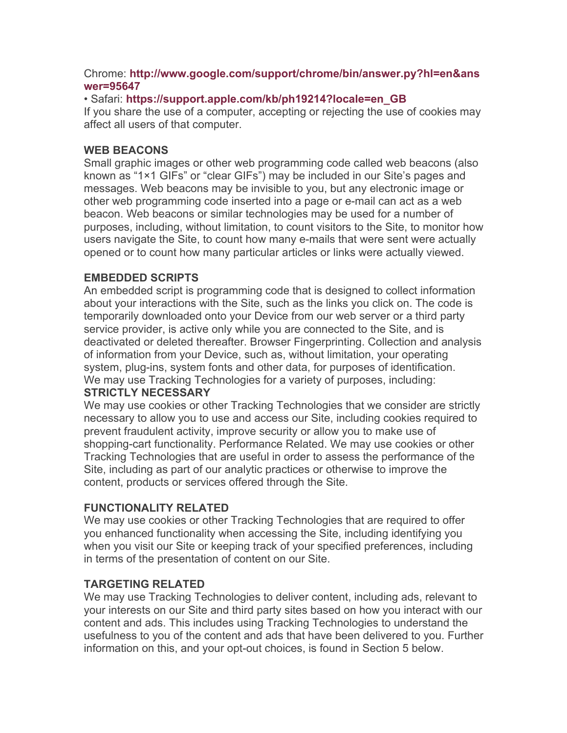Chrome: **http://www.google.com/support/chrome/bin/answer.py?hl=en&answer=95647**

• Safari: **https://support.apple.com/kb/ph19214?locale=en_GB**

If you share the use of a computer, accepting or rejecting the use of cookies may affect all users of that computer.

**WEB BEACONS**

Small graphic images or other web programming code called web beacons (also known as "1×1 GIFs" or "clear GIFs") may be included in our Site's pages and messages. Web beacons may be invisible to you, but any electronic image or other web programming code inserted into a page or e-mail can act as a web beacon. Web beacons or similar technologies may be used for a number of purposes, including, without limitation, to count visitors to the Site, to monitor how users navigate the Site, to count how many e-mails that were sent were actually opened or to count how many particular articles or links were actually viewed.

**EMBEDDED SCRIPTS**

An embedded script is programming code that is designed to collect information about your interactions with the Site, such as the links you click on. The code is temporarily downloaded onto your Device from our web server or a third party service provider, is active only while you are connected to the Site, and is deactivated or deleted thereafter. Browser Fingerprinting. Collection and analysis of information from your Device, such as, without limitation, your operating system, plug-ins, system fonts and other data, for purposes of identification.

We may use Tracking Technologies for a variety of purposes, including:

**STRICTLY NECESSARY**

We may use cookies or other Tracking Technologies that we consider are strictly necessary to allow you to use and access our Site, including cookies required to prevent fraudulent activity, improve security or allow you to make use of shopping-cart functionality. Performance Related. We may use cookies or other Tracking Technologies that are useful in order to assess the performance of the Site, including as part of our analytic practices or otherwise to improve the content, products or services offered through the Site.

**FUNCTIONALITY RELATED**

We may use cookies or other Tracking Technologies that are required to offer you enhanced functionality when accessing the Site, including identifying you when you visit our Site or keeping track of your specified preferences, including in terms of the presentation of content on our Site.

**TARGETING RELATED**

We may use Tracking Technologies to deliver content, including ads, relevant to your interests on our Site and third party sites based on how you interact with our content and ads. This includes using Tracking Technologies to understand the usefulness to you of the content and ads that have been delivered to you. Further information on this, and your opt-out choices, is found in Section 5 below.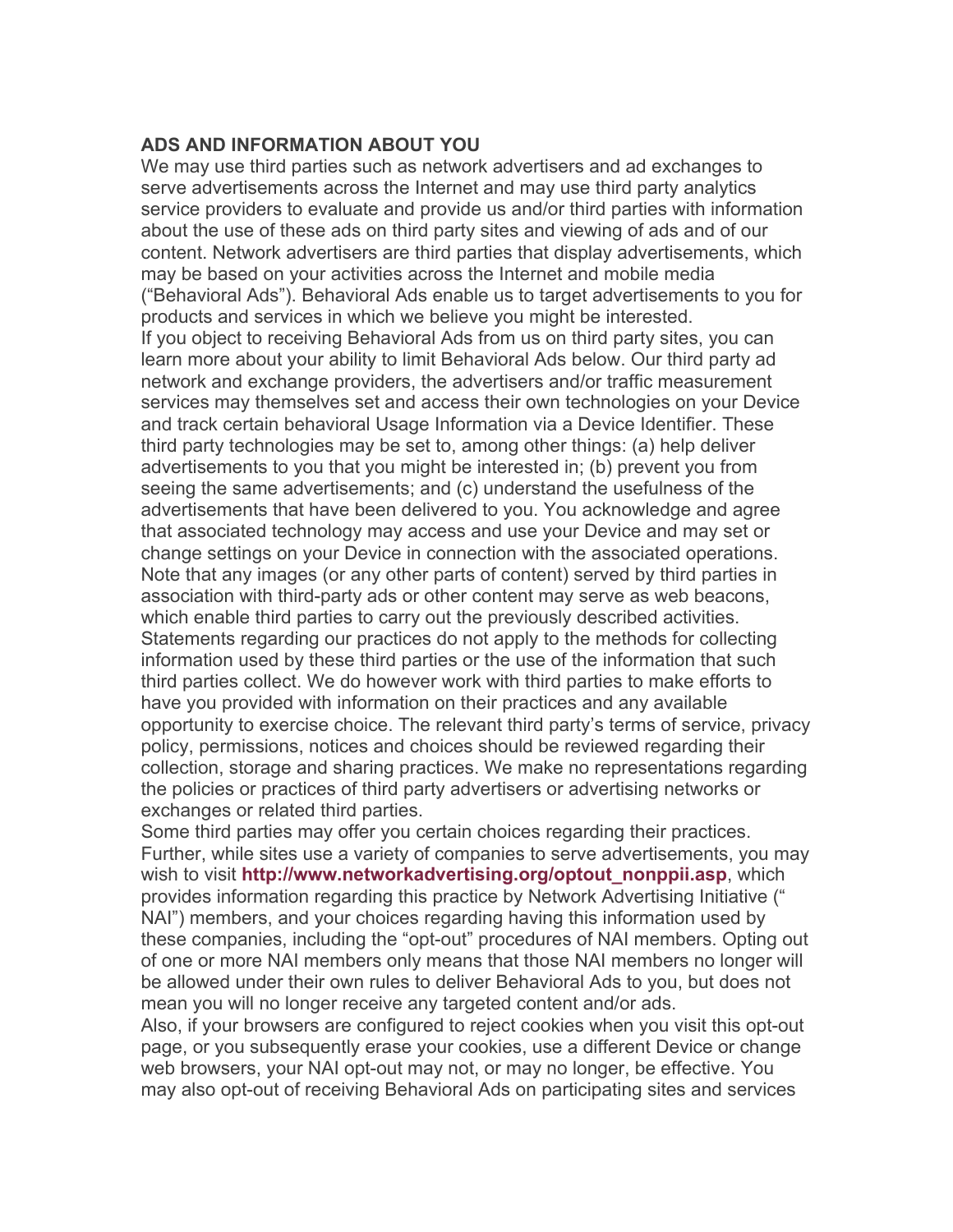**ADS AND INFORMATION ABOUT YOU**

We may use third parties such as network advertisers and ad exchanges to serve advertisements across the Internet and may use third party analytics service providers to evaluate and provide us and/or third parties with information about the use of these ads on third party sites and viewing of ads and of our content. Network advertisers are third parties that display advertisements, which may be based on your activities across the Internet and mobile media ("Behavioral Ads"). Behavioral Ads enable us to target advertisements to you for products and services in which we believe you might be interested.

If you object to receiving Behavioral Ads from us on third party sites, you can learn more about your ability to limit Behavioral Ads below. Our third party ad network and exchange providers, the advertisers and/or traffic measurement services may themselves set and access their own technologies on your Device and track certain behavioral Usage Information via a Device Identifier. These third party technologies may be set to, among other things: (a) help deliver advertisements to you that you might be interested in; (b) prevent you from seeing the same advertisements; and (c) understand the usefulness of the advertisements that have been delivered to you. You acknowledge and agree that associated technology may access and use your Device and may set or change settings on your Device in connection with the associated operations. Note that any images (or any other parts of content) served by third parties in association with third-party ads or other content may serve as web beacons, which enable third parties to carry out the previously described activities. Statements regarding our practices do not apply to the methods for collecting information used by these third parties or the use of the information that such third parties collect. We do however work with third parties to make efforts to have you provided with information on their practices and any available opportunity to exercise choice. The relevant third party's terms of service, privacy policy, permissions, notices and choices should be reviewed regarding their collection, storage and sharing practices. We make no representations regarding the policies or practices of third party advertisers or advertising networks or exchanges or related third parties.

Some third parties may offer you certain choices regarding their practices. Further, while sites use a variety of companies to serve advertisements, you may wish to visit **http://www.networkadvertising.org/optout_nonppii.asp**, which provides information regarding this practice by Network Advertising Initiative (" NAI") members, and your choices regarding having this information used by these companies, including the "opt-out" procedures of NAI members. Opting out of one or more NAI members only means that those NAI members no longer will be allowed under their own rules to deliver Behavioral Ads to you, but does not mean you will no longer receive any targeted content and/or ads.

Also, if your browsers are configured to reject cookies when you visit this opt-out page, or you subsequently erase your cookies, use a different Device or change web browsers, your NAI opt-out may not, or may no longer, be effective. You may also opt-out of receiving Behavioral Ads on participating sites and services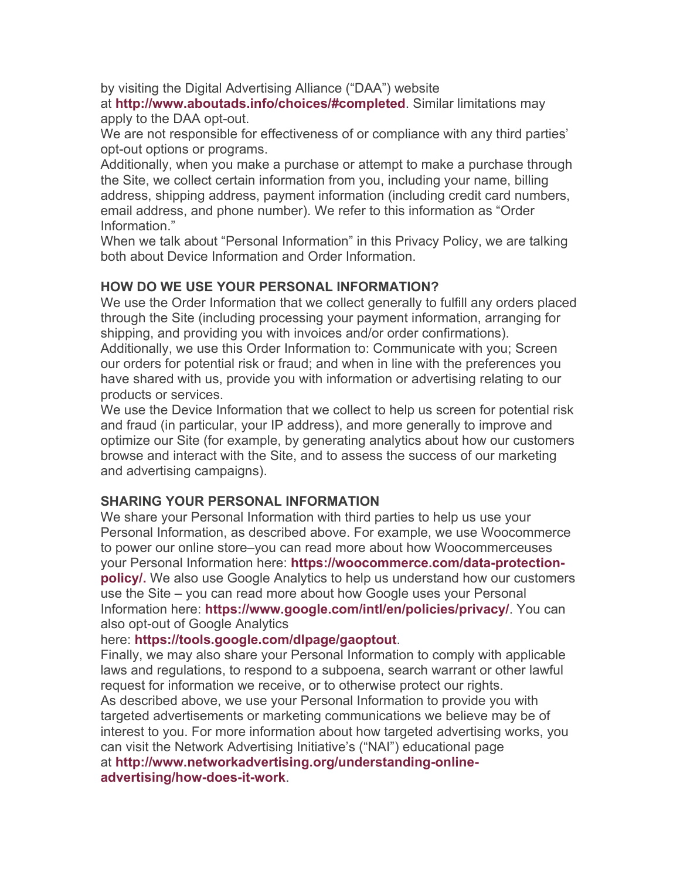by visiting the Digital Advertising Alliance ("DAA") website at **http://www.aboutads.info/choices/#completed**. Similar limitations may apply to the DAA opt-out.

We are not responsible for effectiveness of or compliance with any third parties' opt-out options or programs.

Additionally, when you make a purchase or attempt to make a purchase through the Site, we collect certain information from you, including your name, billing address, shipping address, payment information (including credit card numbers, email address, and phone number). We refer to this information as "Order Information."

When we talk about "Personal Information" in this Privacy Policy, we are talking both about Device Information and Order Information.

**HOW DO WE USE YOUR PERSONAL INFORMATION?**

We use the Order Information that we collect generally to fulfill any orders placed through the Site (including processing your payment information, arranging for shipping, and providing you with invoices and/or order confirmations).

Additionally, we use this Order Information to: Communicate with you; Screen our orders for potential risk or fraud; and when in line with the preferences you have shared with us, provide you with information or advertising relating to our products or services.

We use the Device Information that we collect to help us screen for potential risk and fraud (in particular, your IP address), and more generally to improve and optimize our Site (for example, by generating analytics about how our customers browse and interact with the Site, and to assess the success of our marketing and advertising campaigns).

**SHARING YOUR PERSONAL INFORMATION**

We share your Personal Information with third parties to help us use your Personal Information, as described above. For example, we use Woocommerce to power our online store–you can read more about how Woocommerceuses your Personal Information here: **https://woocommerce.com/data-protection-policy/.** We also use Google Analytics to help us understand how our customers use the Site – you can read more about how Google uses your Personal Information here: **https://www.google.com/intl/en/policies/privacy/**. You can also opt-out of Google Analytics here: **https://tools.google.com/dlpage/gaoptout**.

Finally, we may also share your Personal Information to comply with applicable laws and regulations, to respond to a subpoena, search warrant or other lawful request for information we receive, or to otherwise protect our rights.

As described above, we use your Personal Information to provide you with targeted advertisements or marketing communications we believe may be of interest to you. For more information about how targeted advertising works, you can visit the Network Advertising Initiative's ("NAI") educational page at **http://www.networkadvertising.org/understanding-online-advertising/how-does-it-work**.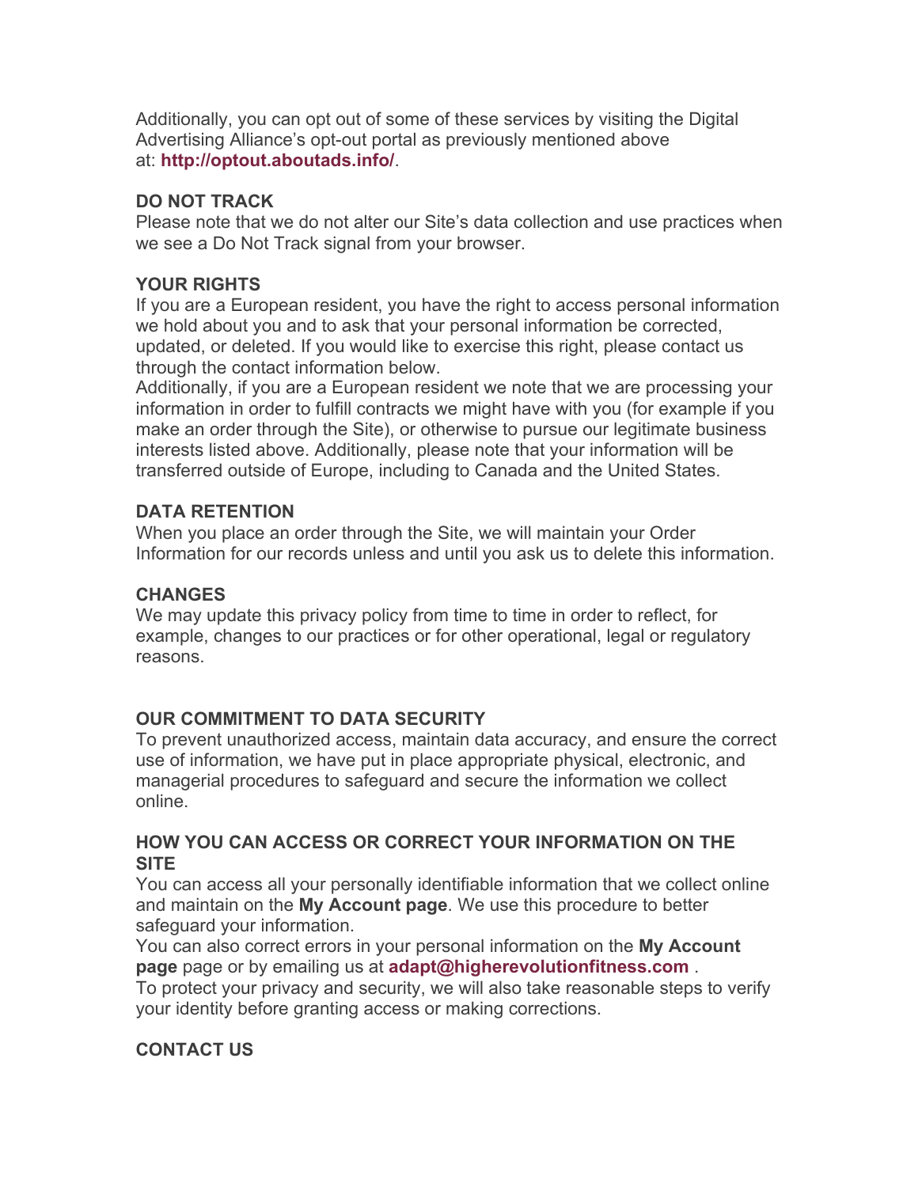Additionally, you can opt out of some of these services by visiting the Digital Advertising Alliance's opt-out portal as previously mentioned above at: **http://optout.aboutads.info/**.

## DO NOT TRACK

Please note that we do not alter our Site's data collection and use practices when we see a Do Not Track signal from your browser.

## YOUR RIGHTS

If you are a European resident, you have the right to access personal information we hold about you and to ask that your personal information be corrected, updated, or deleted. If you would like to exercise this right, please contact us through the contact information below.

Additionally, if you are a European resident we note that we are processing your information in order to fulfill contracts we might have with you (for example if you make an order through the Site), or otherwise to pursue our legitimate business interests listed above. Additionally, please note that your information will be transferred outside of Europe, including to Canada and the United States.

## DATA RETENTION

When you place an order through the Site, we will maintain your Order Information for our records unless and until you ask us to delete this information.

## CHANGES

We may update this privacy policy from time to time in order to reflect, for example, changes to our practices or for other operational, legal or regulatory reasons.

## OUR COMMITMENT TO DATA SECURITY

To prevent unauthorized access, maintain data accuracy, and ensure the correct use of information, we have put in place appropriate physical, electronic, and managerial procedures to safeguard and secure the information we collect online.

## HOW YOU CAN ACCESS OR CORRECT YOUR INFORMATION ON THE SITE

You can access all your personally identifiable information that we collect online and maintain on the **My Account page**. We use this procedure to better safeguard your information.

You can also correct errors in your personal information on the **My Account page** page or by emailing us at **adapt@higherevolutionfitness.com** .

To protect your privacy and security, we will also take reasonable steps to verify your identity before granting access or making corrections.

## CONTACT US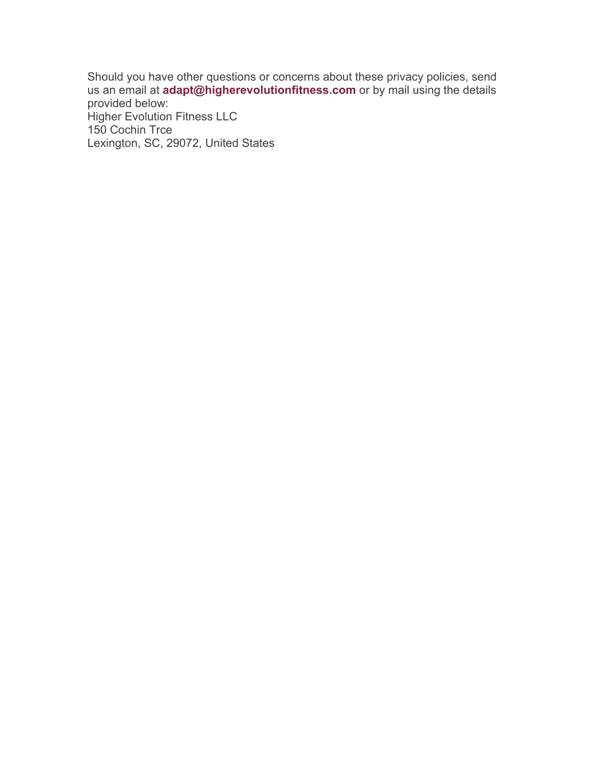Should you have other questions or concerns about these privacy policies, send us an email at **adapt@higherevolutionfitness.com** or by mail using the details provided below:

Higher Evolution Fitness LLC
150 Cochin Trce
Lexington, SC, 29072, United States